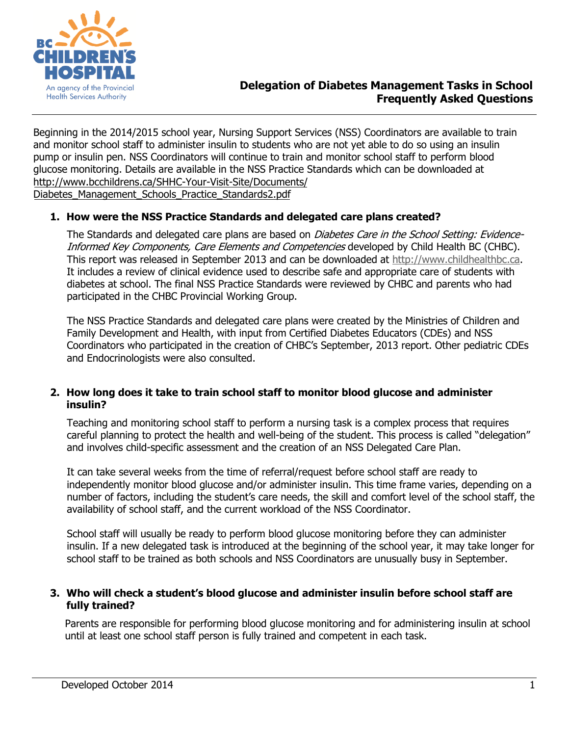# Delegation of Diabetes Management Tasks in School Frequently Asked Questions

Beginning in the 2014/2015 school year, Nursing Support Services (NSS) Coordinators are available to train and monitor school staff to administer insulin to students who are not yet able to do so using an insulin pump or insulin pen. NSS Coordinators will continue to train and monitor school staff to perform blood glucose monitoring. Details are available in the NSS Practice Standards which can be downloaded at http://www.bcchildrens.ca/SHHC-Your-Visit-Site/Documents/Diabetes_Management_Schools_Practice_Standards2.pdf

**1. How were the NSS Practice Standards and delegated care plans created?**

The Standards and delegated care plans are based on *Diabetes Care in the School Setting: Evidence-Informed Key Components, Care Elements and Competencies* developed by Child Health BC (CHBC). This report was released in September 2013 and can be downloaded at http://www.childhealthbc.ca. It includes a review of clinical evidence used to describe safe and appropriate care of students with diabetes at school. The final NSS Practice Standards were reviewed by CHBC and parents who had participated in the CHBC Provincial Working Group.

The NSS Practice Standards and delegated care plans were created by the Ministries of Children and Family Development and Health, with input from Certified Diabetes Educators (CDEs) and NSS Coordinators who participated in the creation of CHBC's September, 2013 report. Other pediatric CDEs and Endocrinologists were also consulted.

**2. How long does it take to train school staff to monitor blood glucose and administer insulin?**

Teaching and monitoring school staff to perform a nursing task is a complex process that requires careful planning to protect the health and well-being of the student. This process is called "delegation" and involves child-specific assessment and the creation of an NSS Delegated Care Plan.

It can take several weeks from the time of referral/request before school staff are ready to independently monitor blood glucose and/or administer insulin. This time frame varies, depending on a number of factors, including the student's care needs, the skill and comfort level of the school staff, the availability of school staff, and the current workload of the NSS Coordinator.

School staff will usually be ready to perform blood glucose monitoring before they can administer insulin. If a new delegated task is introduced at the beginning of the school year, it may take longer for school staff to be trained as both schools and NSS Coordinators are unusually busy in September.

**3. Who will check a student's blood glucose and administer insulin before school staff are fully trained?**

Parents are responsible for performing blood glucose monitoring and for administering insulin at school until at least one school staff person is fully trained and competent in each task.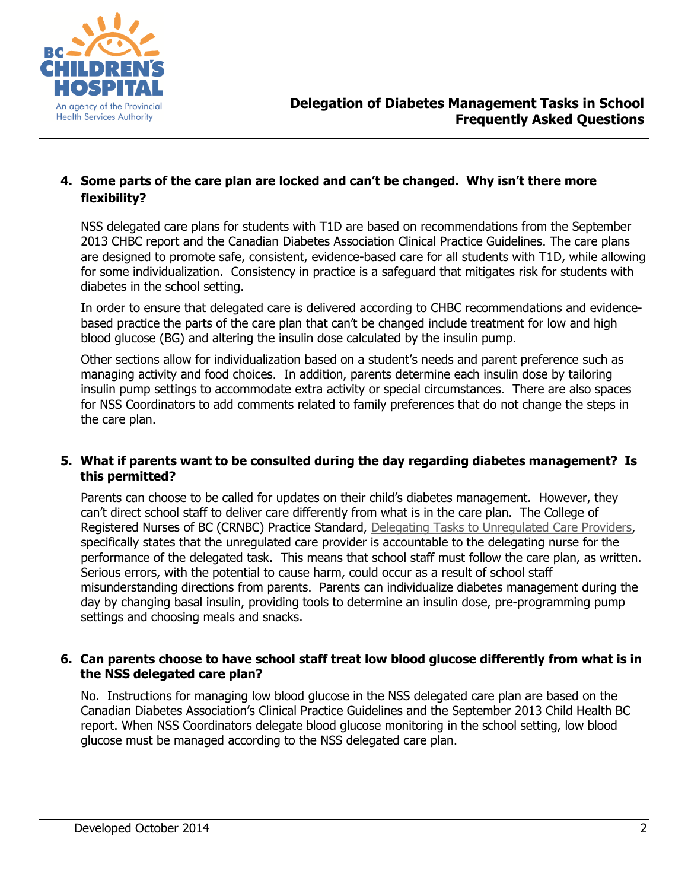4. **Some parts of the care plan are locked and can't be changed. Why isn't there more flexibility?**

   NSS delegated care plans for students with T1D are based on recommendations from the September 2013 CHBC report and the Canadian Diabetes Association Clinical Practice Guidelines. The care plans are designed to promote safe, consistent, evidence-based care for all students with T1D, while allowing for some individualization. Consistency in practice is a safeguard that mitigates risk for students with diabetes in the school setting.

   In order to ensure that delegated care is delivered according to CHBC recommendations and evidence-based practice the parts of the care plan that can't be changed include treatment for low and high blood glucose (BG) and altering the insulin dose calculated by the insulin pump.

   Other sections allow for individualization based on a student's needs and parent preference such as managing activity and food choices. In addition, parents determine each insulin dose by tailoring insulin pump settings to accommodate extra activity or special circumstances. There are also spaces for NSS Coordinators to add comments related to family preferences that do not change the steps in the care plan.

5. **What if parents want to be consulted during the day regarding diabetes management? Is this permitted?**

   Parents can choose to be called for updates on their child's diabetes management. However, they can't direct school staff to deliver care differently from what is in the care plan. The College of Registered Nurses of BC (CRNBC) Practice Standard, Delegating Tasks to Unregulated Care Providers, specifically states that the unregulated care provider is accountable to the delegating nurse for the performance of the delegated task. This means that school staff must follow the care plan, as written. Serious errors, with the potential to cause harm, could occur as a result of school staff misunderstanding directions from parents. Parents can individualize diabetes management during the day by changing basal insulin, providing tools to determine an insulin dose, pre-programming pump settings and choosing meals and snacks.

6. **Can parents choose to have school staff treat low blood glucose differently from what is in the NSS delegated care plan?**

   No. Instructions for managing low blood glucose in the NSS delegated care plan are based on the Canadian Diabetes Association's Clinical Practice Guidelines and the September 2013 Child Health BC report. When NSS Coordinators delegate blood glucose monitoring in the school setting, low blood glucose must be managed according to the NSS delegated care plan.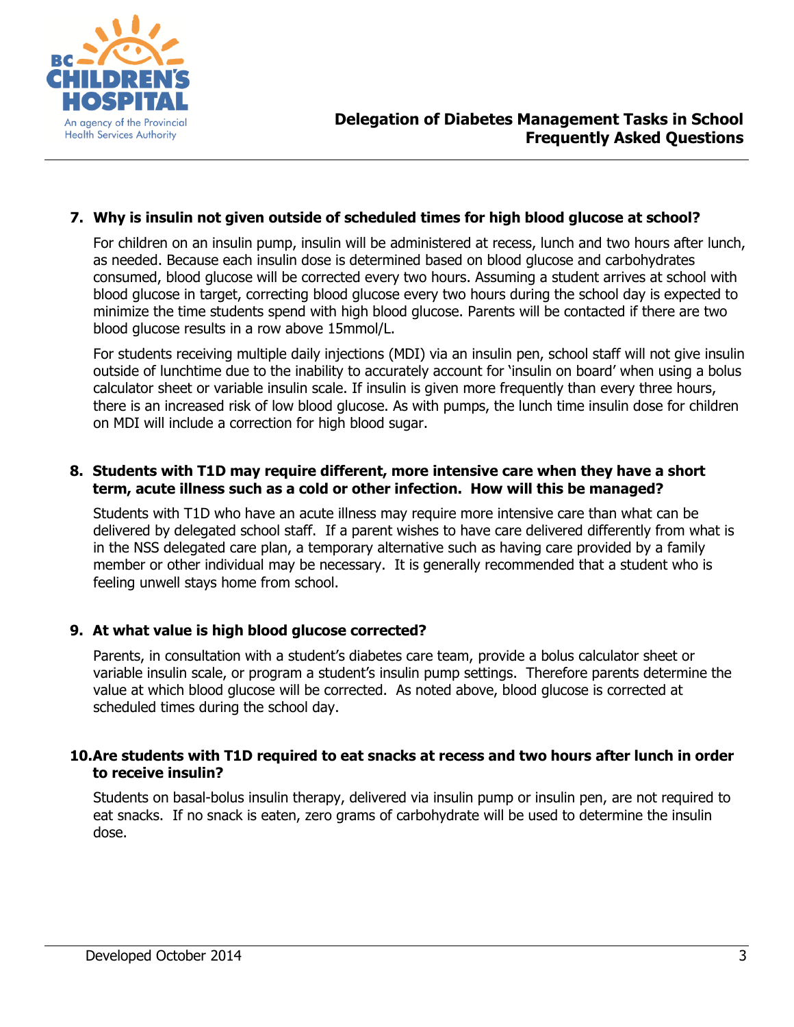7. **Why is insulin not given outside of scheduled times for high blood glucose at school?**

   For children on an insulin pump, insulin will be administered at recess, lunch and two hours after lunch, as needed. Because each insulin dose is determined based on blood glucose and carbohydrates consumed, blood glucose will be corrected every two hours. Assuming a student arrives at school with blood glucose in target, correcting blood glucose every two hours during the school day is expected to minimize the time students spend with high blood glucose. Parents will be contacted if there are two blood glucose results in a row above 15mmol/L.

   For students receiving multiple daily injections (MDI) via an insulin pen, school staff will not give insulin outside of lunchtime due to the inability to accurately account for 'insulin on board' when using a bolus calculator sheet or variable insulin scale. If insulin is given more frequently than every three hours, there is an increased risk of low blood glucose. As with pumps, the lunch time insulin dose for children on MDI will include a correction for high blood sugar.

8. **Students with T1D may require different, more intensive care when they have a short term, acute illness such as a cold or other infection. How will this be managed?**

   Students with T1D who have an acute illness may require more intensive care than what can be delivered by delegated school staff. If a parent wishes to have care delivered differently from what is in the NSS delegated care plan, a temporary alternative such as having care provided by a family member or other individual may be necessary. It is generally recommended that a student who is feeling unwell stays home from school.

9. **At what value is high blood glucose corrected?**

   Parents, in consultation with a student's diabetes care team, provide a bolus calculator sheet or variable insulin scale, or program a student's insulin pump settings. Therefore parents determine the value at which blood glucose will be corrected. As noted above, blood glucose is corrected at scheduled times during the school day.

10. **Are students with T1D required to eat snacks at recess and two hours after lunch in order to receive insulin?**

    Students on basal-bolus insulin therapy, delivered via insulin pump or insulin pen, are not required to eat snacks. If no snack is eaten, zero grams of carbohydrate will be used to determine the insulin dose.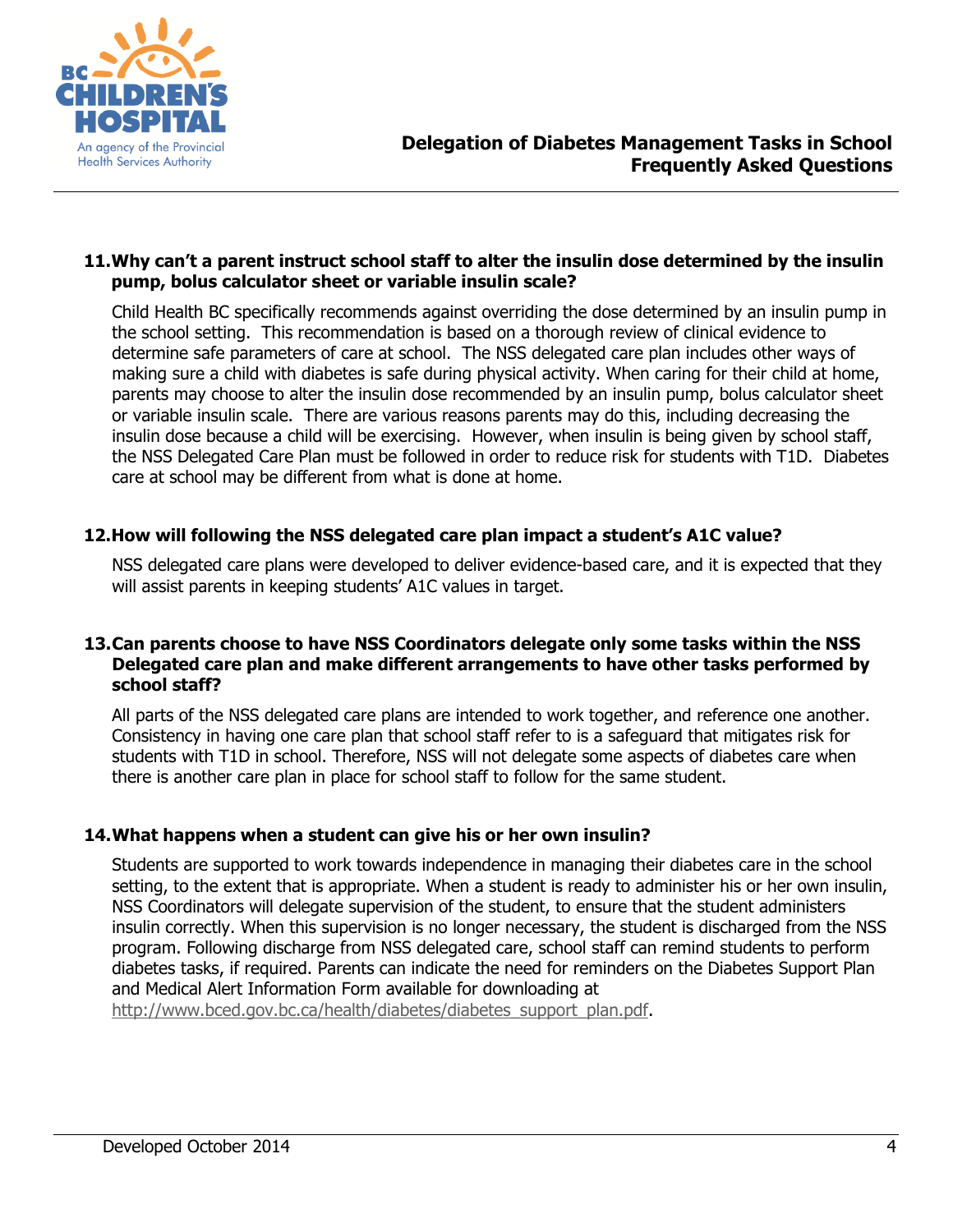**11. Why can't a parent instruct school staff to alter the insulin dose determined by the insulin pump, bolus calculator sheet or variable insulin scale?**

Child Health BC specifically recommends against overriding the dose determined by an insulin pump in the school setting. This recommendation is based on a thorough review of clinical evidence to determine safe parameters of care at school. The NSS delegated care plan includes other ways of making sure a child with diabetes is safe during physical activity. When caring for their child at home, parents may choose to alter the insulin dose recommended by an insulin pump, bolus calculator sheet or variable insulin scale. There are various reasons parents may do this, including decreasing the insulin dose because a child will be exercising. However, when insulin is being given by school staff, the NSS Delegated Care Plan must be followed in order to reduce risk for students with T1D. Diabetes care at school may be different from what is done at home.

**12. How will following the NSS delegated care plan impact a student's A1C value?**

NSS delegated care plans were developed to deliver evidence-based care, and it is expected that they will assist parents in keeping students' A1C values in target.

**13. Can parents choose to have NSS Coordinators delegate only some tasks within the NSS Delegated care plan and make different arrangements to have other tasks performed by school staff?**

All parts of the NSS delegated care plans are intended to work together, and reference one another. Consistency in having one care plan that school staff refer to is a safeguard that mitigates risk for students with T1D in school. Therefore, NSS will not delegate some aspects of diabetes care when there is another care plan in place for school staff to follow for the same student.

**14. What happens when a student can give his or her own insulin?**

Students are supported to work towards independence in managing their diabetes care in the school setting, to the extent that is appropriate. When a student is ready to administer his or her own insulin, NSS Coordinators will delegate supervision of the student, to ensure that the student administers insulin correctly. When this supervision is no longer necessary, the student is discharged from the NSS program. Following discharge from NSS delegated care, school staff can remind students to perform diabetes tasks, if required. Parents can indicate the need for reminders on the Diabetes Support Plan and Medical Alert Information Form available for downloading at http://www.bced.gov.bc.ca/health/diabetes/diabetes_support_plan.pdf.